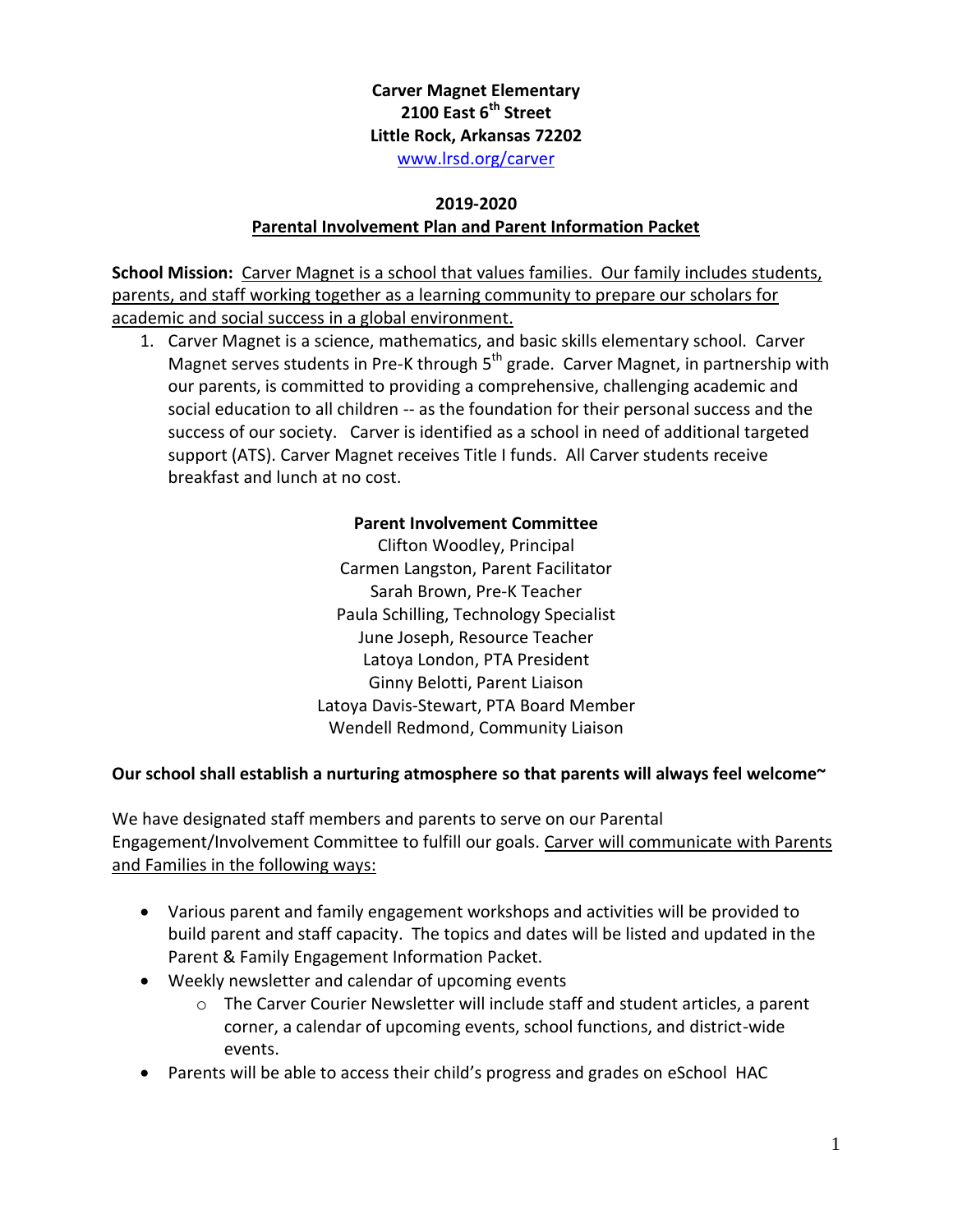**Carver Magnet Elementary**
**2100 East 6th Street**
**Little Rock, Arkansas 72202**
www.lrsd.org/carver

## 2019-2020
## Parental Involvement Plan and Parent Information Packet

**School Mission:** Carver Magnet is a school that values families. Our family includes students, parents, and staff working together as a learning community to prepare our scholars for academic and social success in a global environment.

1. Carver Magnet is a science, mathematics, and basic skills elementary school. Carver Magnet serves students in Pre-K through 5th grade. Carver Magnet, in partnership with our parents, is committed to providing a comprehensive, challenging academic and social education to all children -- as the foundation for their personal success and the success of our society. Carver is identified as a school in need of additional targeted support (ATS). Carver Magnet receives Title I funds. All Carver students receive breakfast and lunch at no cost.

**Parent Involvement Committee**

Clifton Woodley, Principal
Carmen Langston, Parent Facilitator
Sarah Brown, Pre-K Teacher
Paula Schilling, Technology Specialist
June Joseph, Resource Teacher
Latoya London, PTA President
Ginny Belotti, Parent Liaison
Latoya Davis-Stewart, PTA Board Member
Wendell Redmond, Community Liaison

**Our school shall establish a nurturing atmosphere so that parents will always feel welcome~**

We have designated staff members and parents to serve on our Parental Engagement/Involvement Committee to fulfill our goals. Carver will communicate with Parents and Families in the following ways:

- Various parent and family engagement workshops and activities will be provided to build parent and staff capacity. The topics and dates will be listed and updated in the Parent & Family Engagement Information Packet.
- Weekly newsletter and calendar of upcoming events
  - The Carver Courier Newsletter will include staff and student articles, a parent corner, a calendar of upcoming events, school functions, and district-wide events.
- Parents will be able to access their child's progress and grades on eSchool HAC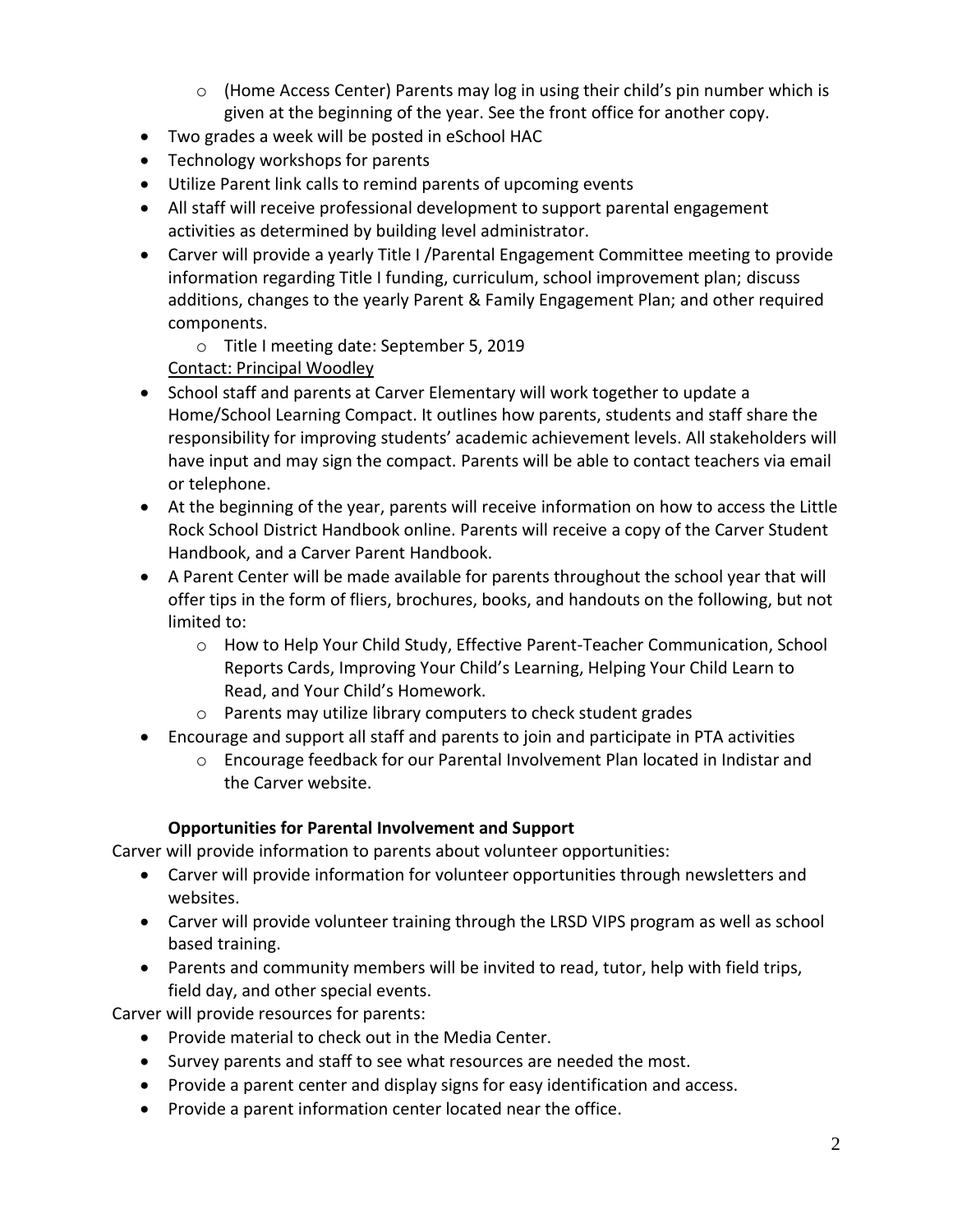- (Home Access Center) Parents may log in using their child's pin number which is given at the beginning of the year. See the front office for another copy.
- Two grades a week will be posted in eSchool HAC
- Technology workshops for parents
- Utilize Parent link calls to remind parents of upcoming events
- All staff will receive professional development to support parental engagement activities as determined by building level administrator.
- Carver will provide a yearly Title I /Parental Engagement Committee meeting to provide information regarding Title I funding, curriculum, school improvement plan; discuss additions, changes to the yearly Parent & Family Engagement Plan; and other required components.
  - Title I meeting date: September 5, 2019

  Contact: Principal Woodley
- School staff and parents at Carver Elementary will work together to update a Home/School Learning Compact. It outlines how parents, students and staff share the responsibility for improving students' academic achievement levels. All stakeholders will have input and may sign the compact. Parents will be able to contact teachers via email or telephone.
- At the beginning of the year, parents will receive information on how to access the Little Rock School District Handbook online. Parents will receive a copy of the Carver Student Handbook, and a Carver Parent Handbook.
- A Parent Center will be made available for parents throughout the school year that will offer tips in the form of fliers, brochures, books, and handouts on the following, but not limited to:
  - How to Help Your Child Study, Effective Parent-Teacher Communication, School Reports Cards, Improving Your Child's Learning, Helping Your Child Learn to Read, and Your Child's Homework.
  - Parents may utilize library computers to check student grades
- Encourage and support all staff and parents to join and participate in PTA activities
  - Encourage feedback for our Parental Involvement Plan located in Indistar and the Carver website.

**Opportunities for Parental Involvement and Support**

Carver will provide information to parents about volunteer opportunities:

- Carver will provide information for volunteer opportunities through newsletters and websites.
- Carver will provide volunteer training through the LRSD VIPS program as well as school based training.
- Parents and community members will be invited to read, tutor, help with field trips, field day, and other special events.

Carver will provide resources for parents:

- Provide material to check out in the Media Center.
- Survey parents and staff to see what resources are needed the most.
- Provide a parent center and display signs for easy identification and access.
- Provide a parent information center located near the office.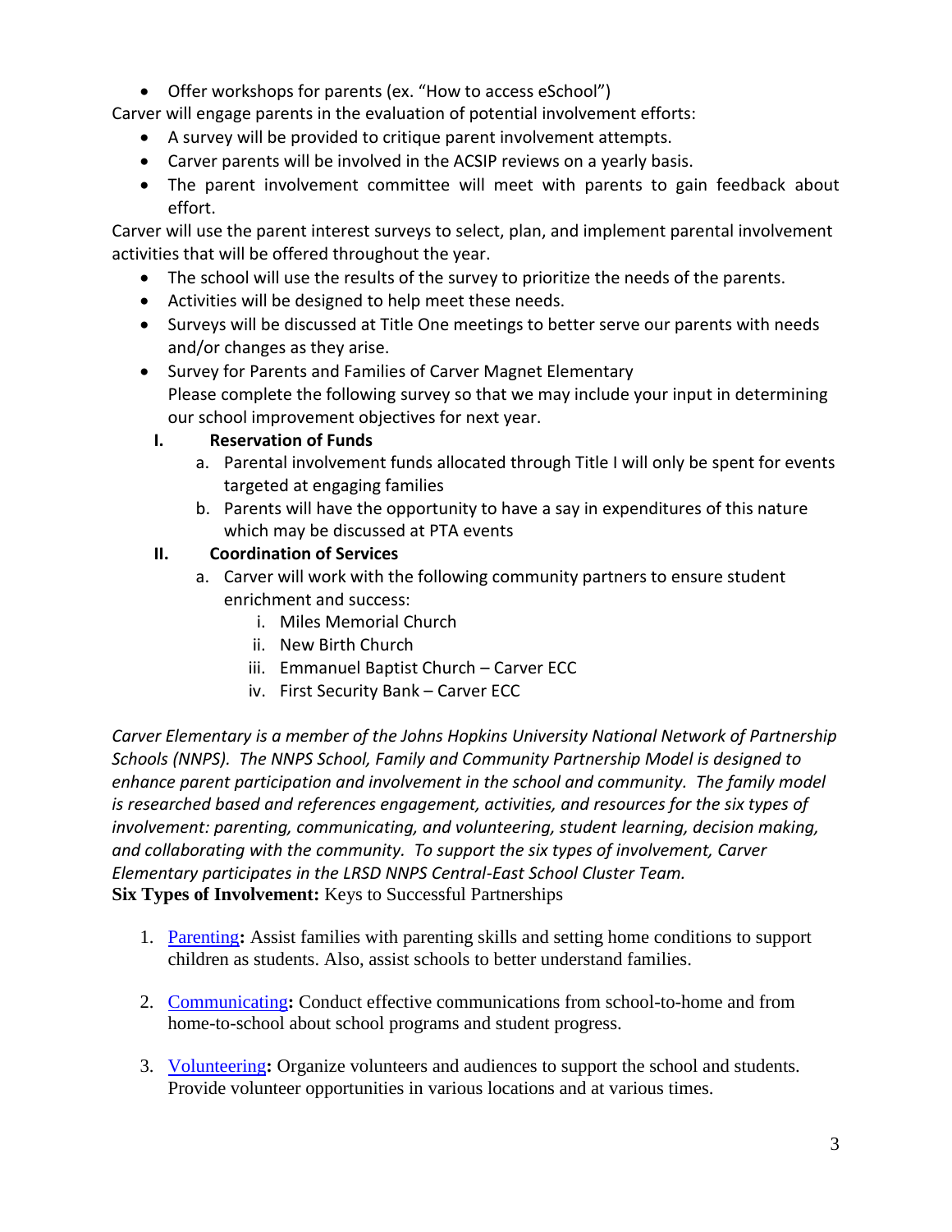- Offer workshops for parents (ex. "How to access eSchool")

Carver will engage parents in the evaluation of potential involvement efforts:

- A survey will be provided to critique parent involvement attempts.
- Carver parents will be involved in the ACSIP reviews on a yearly basis.
- The parent involvement committee will meet with parents to gain feedback about effort.

Carver will use the parent interest surveys to select, plan, and implement parental involvement activities that will be offered throughout the year.

- The school will use the results of the survey to prioritize the needs of the parents.
- Activities will be designed to help meet these needs.
- Surveys will be discussed at Title One meetings to better serve our parents with needs and/or changes as they arise.
- Survey for Parents and Families of Carver Magnet Elementary
  Please complete the following survey so that we may include your input in determining our school improvement objectives for next year.

**I. Reservation of Funds**

a. Parental involvement funds allocated through Title I will only be spent for events targeted at engaging families
b. Parents will have the opportunity to have a say in expenditures of this nature which may be discussed at PTA events

**II. Coordination of Services**

a. Carver will work with the following community partners to ensure student enrichment and success:
   i. Miles Memorial Church
   ii. New Birth Church
   iii. Emmanuel Baptist Church – Carver ECC
   iv. First Security Bank – Carver ECC

*Carver Elementary is a member of the Johns Hopkins University National Network of Partnership Schools (NNPS). The NNPS School, Family and Community Partnership Model is designed to enhance parent participation and involvement in the school and community. The family model is researched based and references engagement, activities, and resources for the six types of involvement: parenting, communicating, and volunteering, student learning, decision making, and collaborating with the community. To support the six types of involvement, Carver Elementary participates in the LRSD NNPS Central-East School Cluster Team.*

**Six Types of Involvement:** Keys to Successful Partnerships

1. Parenting**:** Assist families with parenting skills and setting home conditions to support children as students. Also, assist schools to better understand families.

2. Communicating**:** Conduct effective communications from school-to-home and from home-to-school about school programs and student progress.

3. Volunteering**:** Organize volunteers and audiences to support the school and students. Provide volunteer opportunities in various locations and at various times.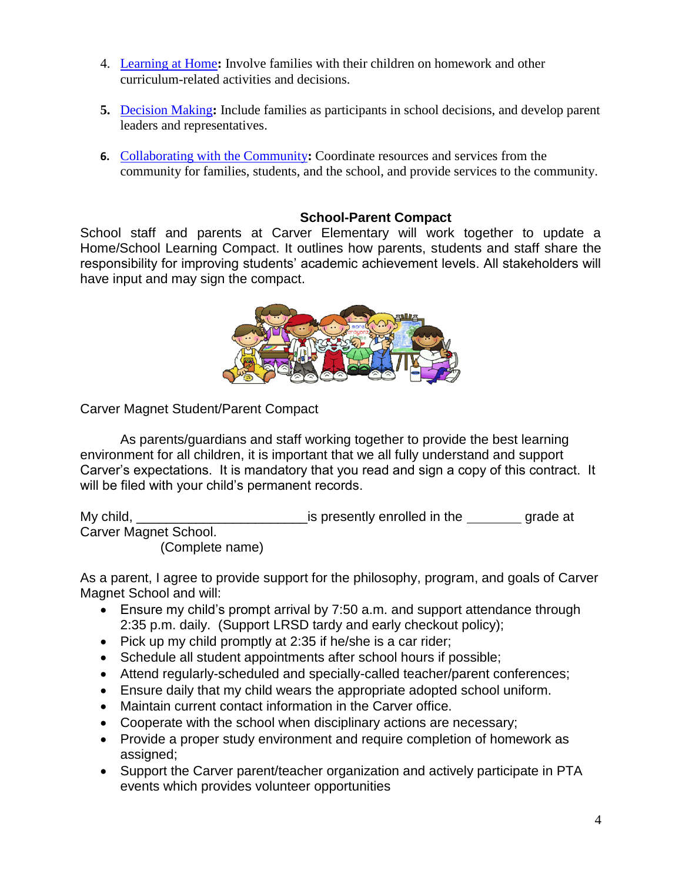4. Learning at Home**:** Involve families with their children on homework and other curriculum-related activities and decisions.

5. Decision Making**:** Include families as participants in school decisions, and develop parent leaders and representatives.

6. Collaborating with the Community**:** Coordinate resources and services from the community for families, students, and the school, and provide services to the community.

## School-Parent Compact

School staff and parents at Carver Elementary will work together to update a Home/School Learning Compact. It outlines how parents, students and staff share the responsibility for improving students' academic achievement levels. All stakeholders will have input and may sign the compact.

Carver Magnet Student/Parent Compact

As parents/guardians and staff working together to provide the best learning environment for all children, it is important that we all fully understand and support Carver's expectations. It is mandatory that you read and sign a copy of this contract. It will be filed with your child's permanent records.

My child, ______________________ is presently enrolled in the _______ grade at Carver Magnet School.
(Complete name)

As a parent, I agree to provide support for the philosophy, program, and goals of Carver Magnet School and will:

- Ensure my child's prompt arrival by 7:50 a.m. and support attendance through 2:35 p.m. daily. (Support LRSD tardy and early checkout policy);
- Pick up my child promptly at 2:35 if he/she is a car rider;
- Schedule all student appointments after school hours if possible;
- Attend regularly-scheduled and specially-called teacher/parent conferences;
- Ensure daily that my child wears the appropriate adopted school uniform.
- Maintain current contact information in the Carver office.
- Cooperate with the school when disciplinary actions are necessary;
- Provide a proper study environment and require completion of homework as assigned;
- Support the Carver parent/teacher organization and actively participate in PTA events which provides volunteer opportunities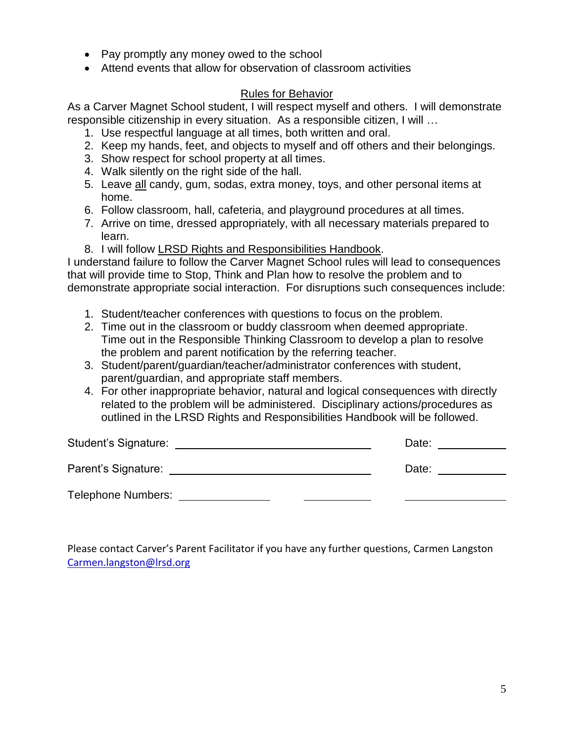- Pay promptly any money owed to the school
- Attend events that allow for observation of classroom activities

## Rules for Behavior

As a Carver Magnet School student, I will respect myself and others. I will demonstrate responsible citizenship in every situation. As a responsible citizen, I will …

1. Use respectful language at all times, both written and oral.
2. Keep my hands, feet, and objects to myself and off others and their belongings.
3. Show respect for school property at all times.
4. Walk silently on the right side of the hall.
5. Leave all candy, gum, sodas, extra money, toys, and other personal items at home.
6. Follow classroom, hall, cafeteria, and playground procedures at all times.
7. Arrive on time, dressed appropriately, with all necessary materials prepared to learn.
8. I will follow LRSD Rights and Responsibilities Handbook.

I understand failure to follow the Carver Magnet School rules will lead to consequences that will provide time to Stop, Think and Plan how to resolve the problem and to demonstrate appropriate social interaction. For disruptions such consequences include:

1. Student/teacher conferences with questions to focus on the problem.
2. Time out in the classroom or buddy classroom when deemed appropriate. Time out in the Responsible Thinking Classroom to develop a plan to resolve the problem and parent notification by the referring teacher.
3. Student/parent/guardian/teacher/administrator conferences with student, parent/guardian, and appropriate staff members.
4. For other inappropriate behavior, natural and logical consequences with directly related to the problem will be administered. Disciplinary actions/procedures as outlined in the LRSD Rights and Responsibilities Handbook will be followed.

Student's Signature: ______________________________ Date: __________

Parent's Signature: ______________________________ Date: __________

Telephone Numbers: ______________ __________ ______________

Please contact Carver's Parent Facilitator if you have any further questions, Carmen Langston Carmen.langston@lrsd.org